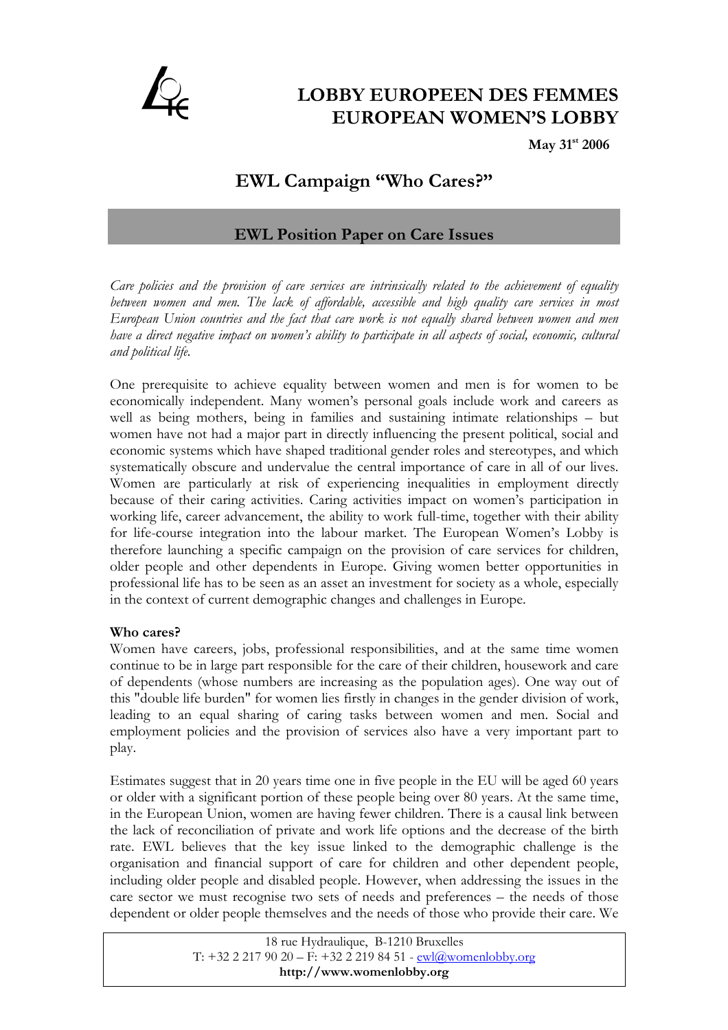# LOBBY EUROPEEN DES FEMMES
# EUROPEAN WOMEN'S LOBBY

**May 31st 2006**

## EWL Campaign "Who Cares?"

### EWL Position Paper on Care Issues

*Care policies and the provision of care services are intrinsically related to the achievement of equality between women and men. The lack of affordable, accessible and high quality care services in most European Union countries and the fact that care work is not equally shared between women and men have a direct negative impact on women's ability to participate in all aspects of social, economic, cultural and political life.*

One prerequisite to achieve equality between women and men is for women to be economically independent. Many women's personal goals include work and careers as well as being mothers, being in families and sustaining intimate relationships – but women have not had a major part in directly influencing the present political, social and economic systems which have shaped traditional gender roles and stereotypes, and which systematically obscure and undervalue the central importance of care in all of our lives. Women are particularly at risk of experiencing inequalities in employment directly because of their caring activities. Caring activities impact on women's participation in working life, career advancement, the ability to work full-time, together with their ability for life-course integration into the labour market. The European Women's Lobby is therefore launching a specific campaign on the provision of care services for children, older people and other dependents in Europe. Giving women better opportunities in professional life has to be seen as an asset an investment for society as a whole, especially in the context of current demographic changes and challenges in Europe.

**Who cares?**

Women have careers, jobs, professional responsibilities, and at the same time women continue to be in large part responsible for the care of their children, housework and care of dependents (whose numbers are increasing as the population ages). One way out of this "double life burden" for women lies firstly in changes in the gender division of work, leading to an equal sharing of caring tasks between women and men. Social and employment policies and the provision of services also have a very important part to play.

Estimates suggest that in 20 years time one in five people in the EU will be aged 60 years or older with a significant portion of these people being over 80 years. At the same time, in the European Union, women are having fewer children. There is a causal link between the lack of reconciliation of private and work life options and the decrease of the birth rate. EWL believes that the key issue linked to the demographic challenge is the organisation and financial support of care for children and other dependent people, including older people and disabled people. However, when addressing the issues in the care sector we must recognise two sets of needs and preferences – the needs of those dependent or older people themselves and the needs of those who provide their care. We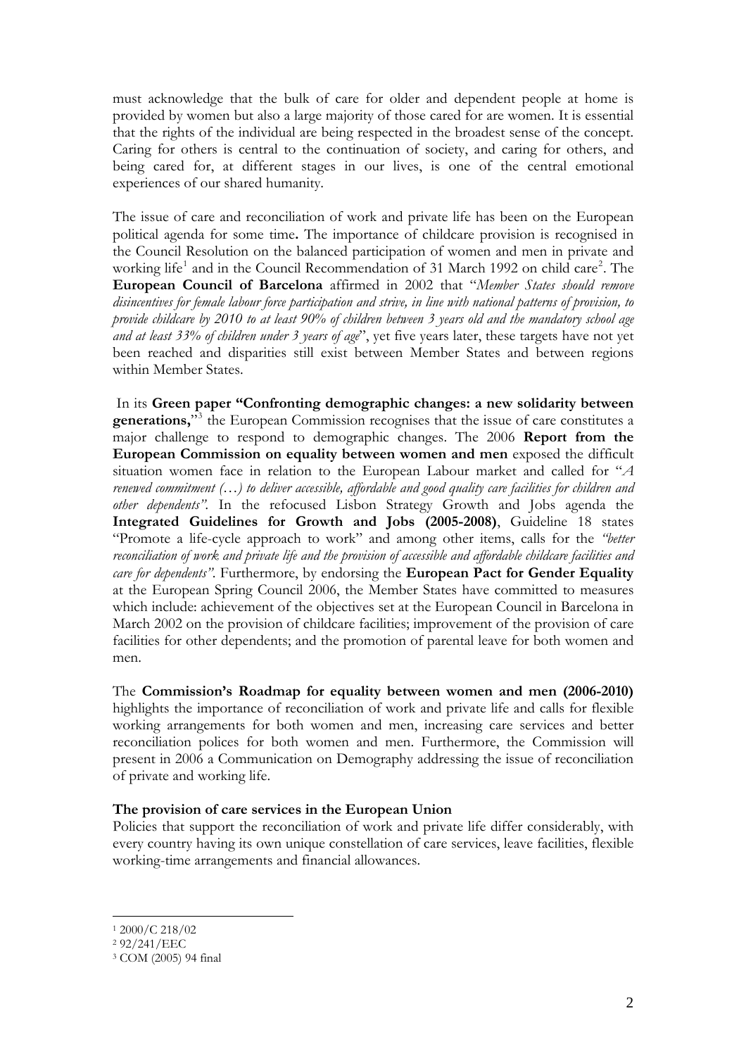must acknowledge that the bulk of care for older and dependent people at home is provided by women but also a large majority of those cared for are women. It is essential that the rights of the individual are being respected in the broadest sense of the concept. Caring for others is central to the continuation of society, and caring for others, and being cared for, at different stages in our lives, is one of the central emotional experiences of our shared humanity.

The issue of care and reconciliation of work and private life has been on the European political agenda for some time**.** The importance of childcare provision is recognised in the Council Resolution on the balanced participation of women and men in private and working life[1] and in the Council Recommendation of 31 March 1992 on child care[2]. The **European Council of Barcelona** affirmed in 2002 that "*Member States should remove disincentives for female labour force participation and strive, in line with national patterns of provision, to provide childcare by 2010 to at least 90% of children between 3 years old and the mandatory school age and at least 33% of children under 3 years of age*", yet five years later, these targets have not yet been reached and disparities still exist between Member States and between regions within Member States.

In its **Green paper "Confronting demographic changes: a new solidarity between generations,"**[3] the European Commission recognises that the issue of care constitutes a major challenge to respond to demographic changes. The 2006 **Report from the European Commission on equality between women and men** exposed the difficult situation women face in relation to the European Labour market and called for "*A renewed commitment (…) to deliver accessible, affordable and good quality care facilities for children and other dependents"*. In the refocused Lisbon Strategy Growth and Jobs agenda the **Integrated Guidelines for Growth and Jobs (2005-2008)**, Guideline 18 states "Promote a life-cycle approach to work" and among other items, calls for the *"better reconciliation of work and private life and the provision of accessible and affordable childcare facilities and care for dependents"*. Furthermore, by endorsing the **European Pact for Gender Equality** at the European Spring Council 2006, the Member States have committed to measures which include: achievement of the objectives set at the European Council in Barcelona in March 2002 on the provision of childcare facilities; improvement of the provision of care facilities for other dependents; and the promotion of parental leave for both women and men.

The **Commission's Roadmap for equality between women and men (2006-2010)** highlights the importance of reconciliation of work and private life and calls for flexible working arrangements for both women and men, increasing care services and better reconciliation polices for both women and men. Furthermore, the Commission will present in 2006 a Communication on Demography addressing the issue of reconciliation of private and working life.

**The provision of care services in the European Union**

Policies that support the reconciliation of work and private life differ considerably, with every country having its own unique constellation of care services, leave facilities, flexible working-time arrangements and financial allowances.

---

[1] 2000/C 218/02

[2] 92/241/EEC

[3] COM (2005) 94 final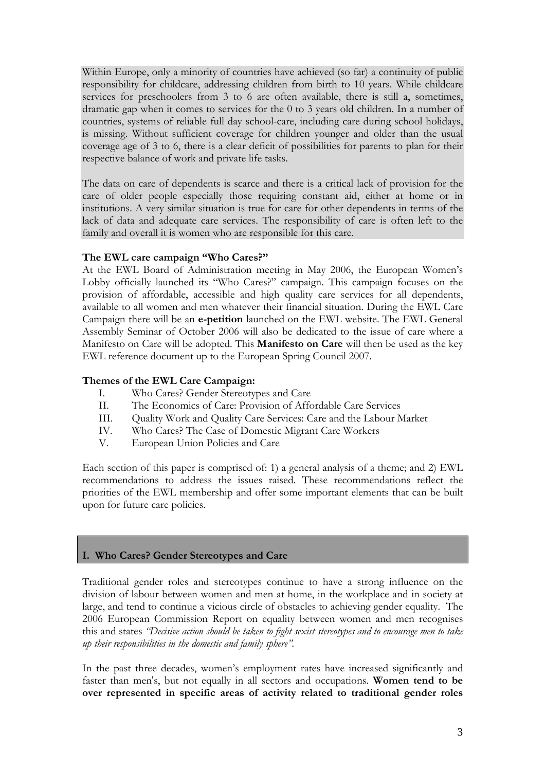Within Europe, only a minority of countries have achieved (so far) a continuity of public responsibility for childcare, addressing children from birth to 10 years. While childcare services for preschoolers from 3 to 6 are often available, there is still a, sometimes, dramatic gap when it comes to services for the 0 to 3 years old children. In a number of countries, systems of reliable full day school-care, including care during school holidays, is missing. Without sufficient coverage for children younger and older than the usual coverage age of 3 to 6, there is a clear deficit of possibilities for parents to plan for their respective balance of work and private life tasks.

The data on care of dependents is scarce and there is a critical lack of provision for the care of older people especially those requiring constant aid, either at home or in institutions. A very similar situation is true for care for other dependents in terms of the lack of data and adequate care services. The responsibility of care is often left to the family and overall it is women who are responsible for this care.

**The EWL care campaign "Who Cares?"**

At the EWL Board of Administration meeting in May 2006, the European Women's Lobby officially launched its "Who Cares?" campaign. This campaign focuses on the provision of affordable, accessible and high quality care services for all dependents, available to all women and men whatever their financial situation. During the EWL Care Campaign there will be an **e-petition** launched on the EWL website. The EWL General Assembly Seminar of October 2006 will also be dedicated to the issue of care where a Manifesto on Care will be adopted. This **Manifesto on Care** will then be used as the key EWL reference document up to the European Spring Council 2007.

**Themes of the EWL Care Campaign:**

I. Who Cares? Gender Stereotypes and Care
II. The Economics of Care: Provision of Affordable Care Services
III. Quality Work and Quality Care Services: Care and the Labour Market
IV. Who Cares? The Case of Domestic Migrant Care Workers
V. European Union Policies and Care

Each section of this paper is comprised of: 1) a general analysis of a theme; and 2) EWL recommendations to address the issues raised. These recommendations reflect the priorities of the EWL membership and offer some important elements that can be built upon for future care policies.

## I. Who Cares? Gender Stereotypes and Care

Traditional gender roles and stereotypes continue to have a strong influence on the division of labour between women and men at home, in the workplace and in society at large, and tend to continue a vicious circle of obstacles to achieving gender equality. The 2006 European Commission Report on equality between women and men recognises this and states *"Decisive action should be taken to fight sexist stereotypes and to encourage men to take up their responsibilities in the domestic and family sphere"*.

In the past three decades, women's employment rates have increased significantly and faster than men's, but not equally in all sectors and occupations. **Women tend to be over represented in specific areas of activity related to traditional gender roles**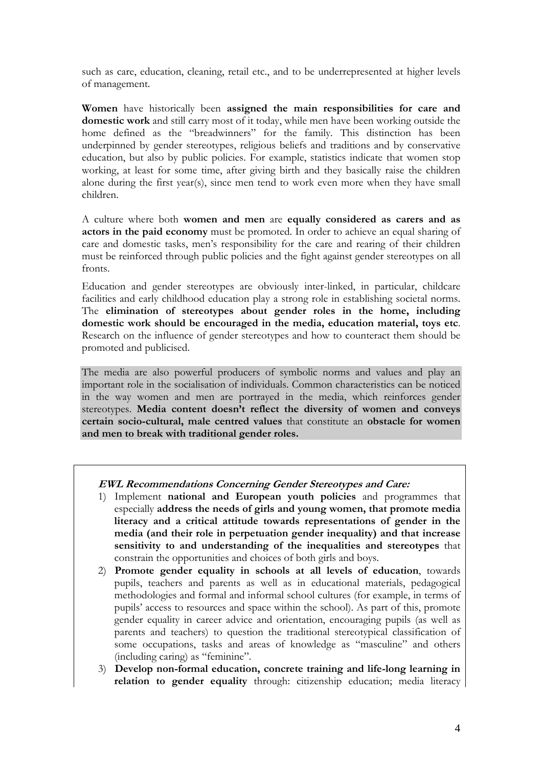such as care, education, cleaning, retail etc., and to be underrepresented at higher levels of management.

**Women** have historically been **assigned the main responsibilities for care and domestic work** and still carry most of it today, while men have been working outside the home defined as the "breadwinners" for the family. This distinction has been underpinned by gender stereotypes, religious beliefs and traditions and by conservative education, but also by public policies. For example, statistics indicate that women stop working, at least for some time, after giving birth and they basically raise the children alone during the first year(s), since men tend to work even more when they have small children.

A culture where both **women and men** are **equally considered as carers and as actors in the paid economy** must be promoted. In order to achieve an equal sharing of care and domestic tasks, men's responsibility for the care and rearing of their children must be reinforced through public policies and the fight against gender stereotypes on all fronts.

Education and gender stereotypes are obviously inter-linked, in particular, childcare facilities and early childhood education play a strong role in establishing societal norms. The **elimination of stereotypes about gender roles in the home, including domestic work should be encouraged in the media, education material, toys etc**. Research on the influence of gender stereotypes and how to counteract them should be promoted and publicised.

The media are also powerful producers of symbolic norms and values and play an important role in the socialisation of individuals. Common characteristics can be noticed in the way women and men are portrayed in the media, which reinforces gender stereotypes. **Media content doesn't reflect the diversity of women and conveys certain socio-cultural, male centred values** that constitute an **obstacle for women and men to break with traditional gender roles.**

***EWL Recommendations Concerning Gender Stereotypes and Care:***

1) Implement **national and European youth policies** and programmes that especially **address the needs of girls and young women, that promote media literacy and a critical attitude towards representations of gender in the media (and their role in perpetuation gender inequality) and that increase sensitivity to and understanding of the inequalities and stereotypes** that constrain the opportunities and choices of both girls and boys.
2) **Promote gender equality in schools at all levels of education**, towards pupils, teachers and parents as well as in educational materials, pedagogical methodologies and formal and informal school cultures (for example, in terms of pupils' access to resources and space within the school). As part of this, promote gender equality in career advice and orientation, encouraging pupils (as well as parents and teachers) to question the traditional stereotypical classification of some occupations, tasks and areas of knowledge as "masculine" and others (including caring) as "feminine".
3) **Develop non-formal education, concrete training and life-long learning in relation to gender equality** through: citizenship education; media literacy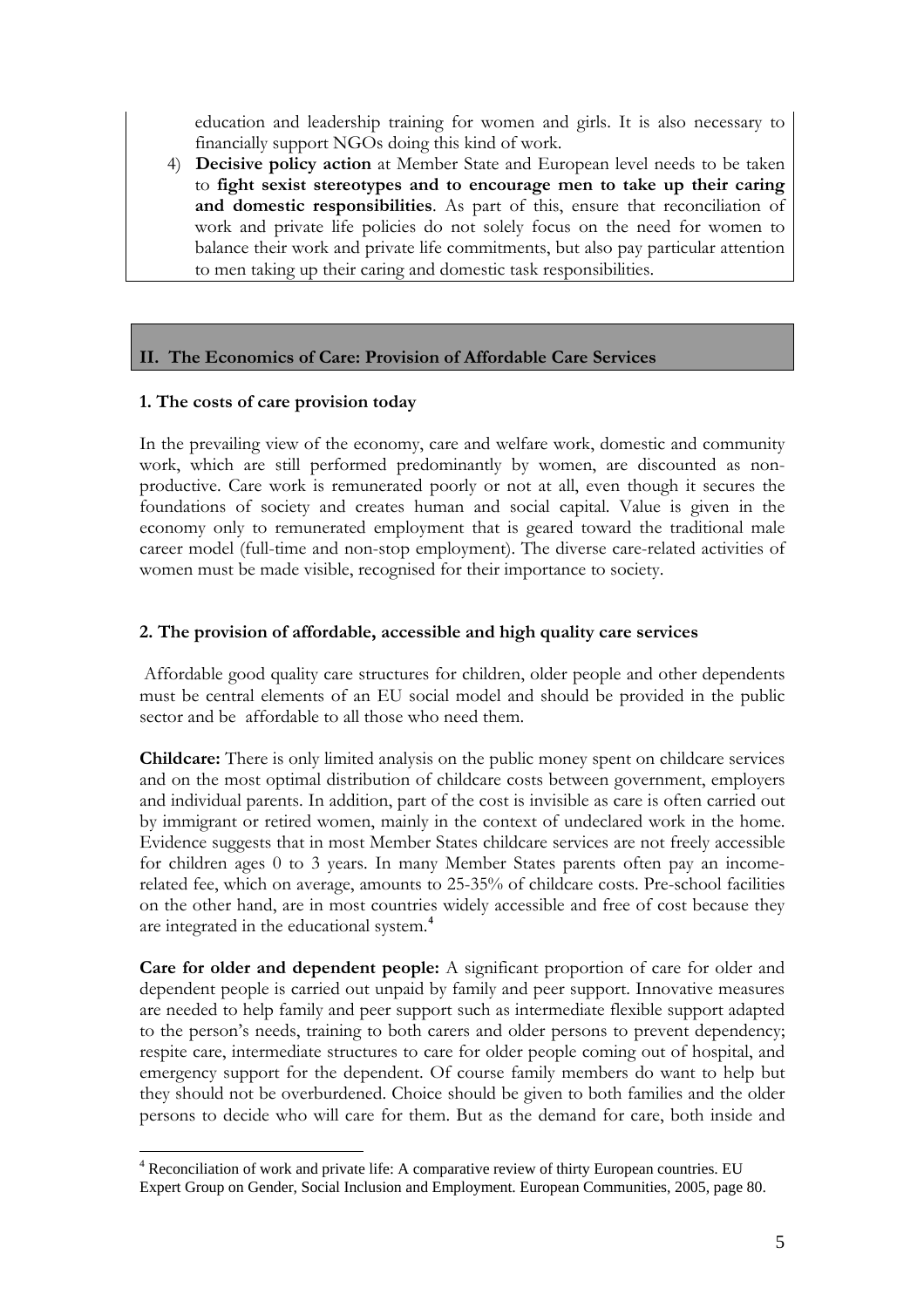education and leadership training for women and girls. It is also necessary to financially support NGOs doing this kind of work.

4) **Decisive policy action** at Member State and European level needs to be taken to **fight sexist stereotypes and to encourage men to take up their caring and domestic responsibilities**. As part of this, ensure that reconciliation of work and private life policies do not solely focus on the need for women to balance their work and private life commitments, but also pay particular attention to men taking up their caring and domestic task responsibilities.

## II. The Economics of Care: Provision of Affordable Care Services

### 1. The costs of care provision today

In the prevailing view of the economy, care and welfare work, domestic and community work, which are still performed predominantly by women, are discounted as non-productive. Care work is remunerated poorly or not at all, even though it secures the foundations of society and creates human and social capital. Value is given in the economy only to remunerated employment that is geared toward the traditional male career model (full-time and non-stop employment). The diverse care-related activities of women must be made visible, recognised for their importance to society.

### 2. The provision of affordable, accessible and high quality care services

Affordable good quality care structures for children, older people and other dependents must be central elements of an EU social model and should be provided in the public sector and be affordable to all those who need them.

**Childcare:** There is only limited analysis on the public money spent on childcare services and on the most optimal distribution of childcare costs between government, employers and individual parents. In addition, part of the cost is invisible as care is often carried out by immigrant or retired women, mainly in the context of undeclared work in the home. Evidence suggests that in most Member States childcare services are not freely accessible for children ages 0 to 3 years. In many Member States parents often pay an income-related fee, which on average, amounts to 25-35% of childcare costs. Pre-school facilities on the other hand, are in most countries widely accessible and free of cost because they are integrated in the educational system.[4]

**Care for older and dependent people:** A significant proportion of care for older and dependent people is carried out unpaid by family and peer support. Innovative measures are needed to help family and peer support such as intermediate flexible support adapted to the person's needs, training to both carers and older persons to prevent dependency; respite care, intermediate structures to care for older people coming out of hospital, and emergency support for the dependent. Of course family members do want to help but they should not be overburdened. Choice should be given to both families and the older persons to decide who will care for them. But as the demand for care, both inside and

[4] Reconciliation of work and private life: A comparative review of thirty European countries. EU Expert Group on Gender, Social Inclusion and Employment. European Communities, 2005, page 80.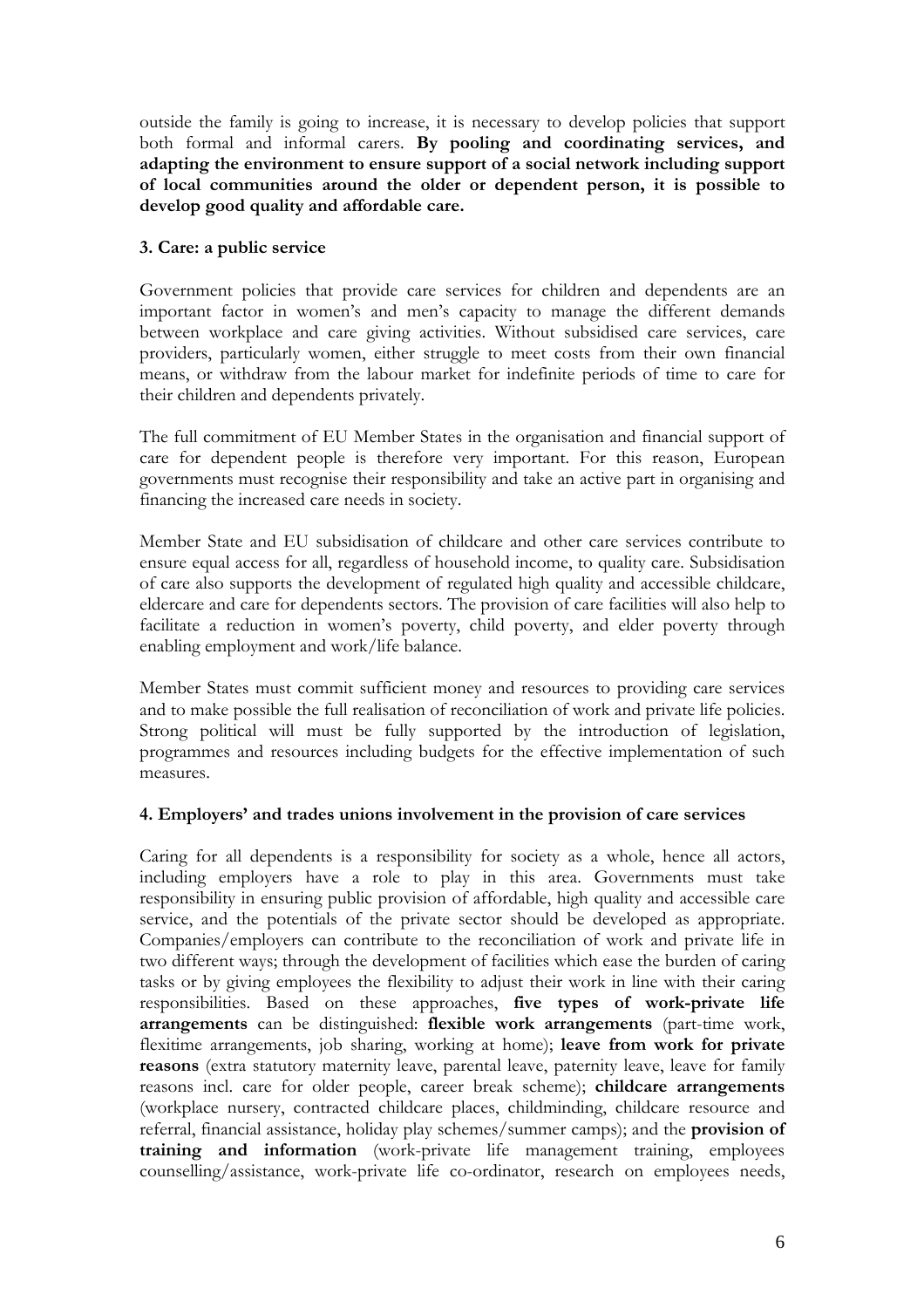outside the family is going to increase, it is necessary to develop policies that support both formal and informal carers. **By pooling and coordinating services, and adapting the environment to ensure support of a social network including support of local communities around the older or dependent person, it is possible to develop good quality and affordable care.**

### 3. Care: a public service

Government policies that provide care services for children and dependents are an important factor in women's and men's capacity to manage the different demands between workplace and care giving activities. Without subsidised care services, care providers, particularly women, either struggle to meet costs from their own financial means, or withdraw from the labour market for indefinite periods of time to care for their children and dependents privately.

The full commitment of EU Member States in the organisation and financial support of care for dependent people is therefore very important. For this reason, European governments must recognise their responsibility and take an active part in organising and financing the increased care needs in society.

Member State and EU subsidisation of childcare and other care services contribute to ensure equal access for all, regardless of household income, to quality care. Subsidisation of care also supports the development of regulated high quality and accessible childcare, eldercare and care for dependents sectors. The provision of care facilities will also help to facilitate a reduction in women's poverty, child poverty, and elder poverty through enabling employment and work/life balance.

Member States must commit sufficient money and resources to providing care services and to make possible the full realisation of reconciliation of work and private life policies. Strong political will must be fully supported by the introduction of legislation, programmes and resources including budgets for the effective implementation of such measures.

### 4. Employers' and trades unions involvement in the provision of care services

Caring for all dependents is a responsibility for society as a whole, hence all actors, including employers have a role to play in this area. Governments must take responsibility in ensuring public provision of affordable, high quality and accessible care service, and the potentials of the private sector should be developed as appropriate. Companies/employers can contribute to the reconciliation of work and private life in two different ways; through the development of facilities which ease the burden of caring tasks or by giving employees the flexibility to adjust their work in line with their caring responsibilities. Based on these approaches, **five types of work-private life arrangements** can be distinguished: **flexible work arrangements** (part-time work, flexitime arrangements, job sharing, working at home); **leave from work for private reasons** (extra statutory maternity leave, parental leave, paternity leave, leave for family reasons incl. care for older people, career break scheme); **childcare arrangements** (workplace nursery, contracted childcare places, childminding, childcare resource and referral, financial assistance, holiday play schemes/summer camps); and the **provision of training and information** (work-private life management training, employees counselling/assistance, work-private life co-ordinator, research on employees needs,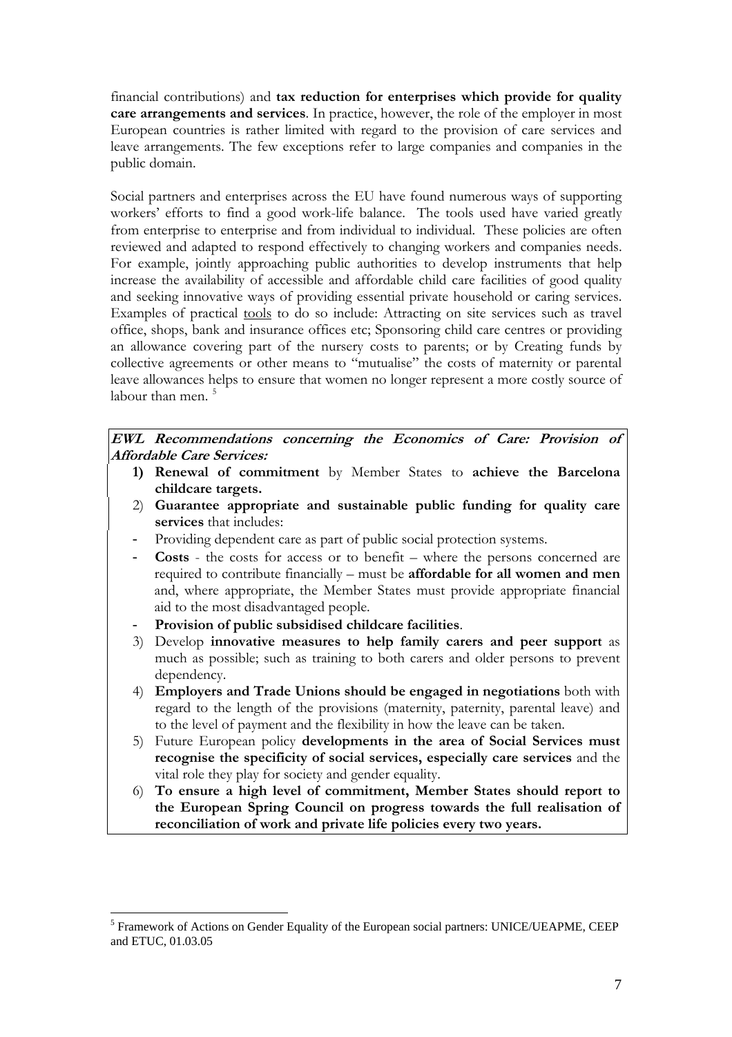financial contributions) and **tax reduction for enterprises which provide for quality care arrangements and services**. In practice, however, the role of the employer in most European countries is rather limited with regard to the provision of care services and leave arrangements. The few exceptions refer to large companies and companies in the public domain.

Social partners and enterprises across the EU have found numerous ways of supporting workers' efforts to find a good work-life balance. The tools used have varied greatly from enterprise to enterprise and from individual to individual. These policies are often reviewed and adapted to respond effectively to changing workers and companies needs. For example, jointly approaching public authorities to develop instruments that help increase the availability of accessible and affordable child care facilities of good quality and seeking innovative ways of providing essential private household or caring services. Examples of practical tools to do so include: Attracting on site services such as travel office, shops, bank and insurance offices etc; Sponsoring child care centres or providing an allowance covering part of the nursery costs to parents; or by Creating funds by collective agreements or other means to "mutualise" the costs of maternity or parental leave allowances helps to ensure that women no longer represent a more costly source of labour than men. [5]

***EWL Recommendations concerning the Economics of Care: Provision of Affordable Care Services:***

1) **Renewal of commitment** by Member States to **achieve the Barcelona childcare targets.**
2) **Guarantee appropriate and sustainable public funding for quality care services** that includes:
   - Providing dependent care as part of public social protection systems.
   - **Costs** - the costs for access or to benefit – where the persons concerned are required to contribute financially – must be **affordable for all women and men** and, where appropriate, the Member States must provide appropriate financial aid to the most disadvantaged people.
   - **Provision of public subsidised childcare facilities**.
3) Develop **innovative measures to help family carers and peer support** as much as possible; such as training to both carers and older persons to prevent dependency.
4) **Employers and Trade Unions should be engaged in negotiations** both with regard to the length of the provisions (maternity, paternity, parental leave) and to the level of payment and the flexibility in how the leave can be taken.
5) Future European policy **developments in the area of Social Services must recognise the specificity of social services, especially care services** and the vital role they play for society and gender equality.
6) **To ensure a high level of commitment, Member States should report to the European Spring Council on progress towards the full realisation of reconciliation of work and private life policies every two years.**

---

[5] Framework of Actions on Gender Equality of the European social partners: UNICE/UEAPME, CEEP and ETUC, 01.03.05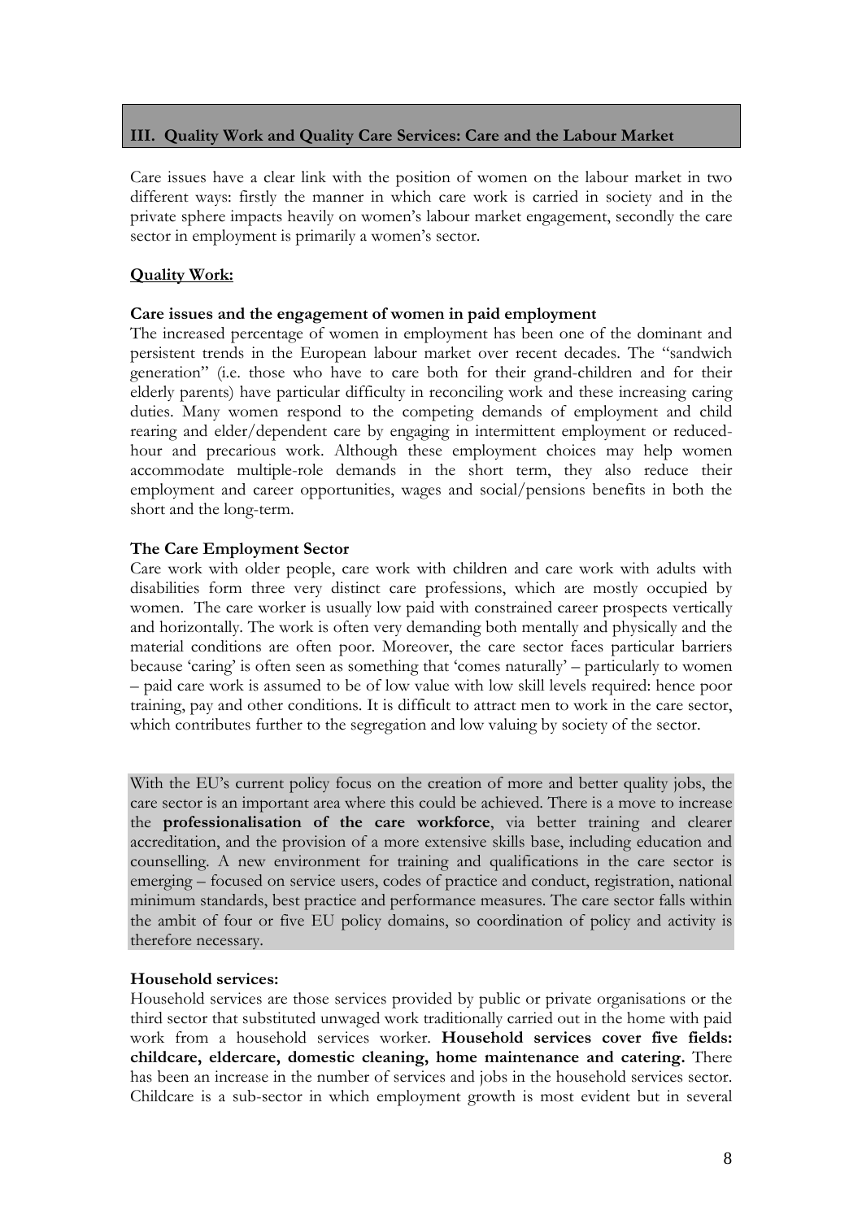## III. Quality Work and Quality Care Services: Care and the Labour Market

Care issues have a clear link with the position of women on the labour market in two different ways: firstly the manner in which care work is carried in society and in the private sphere impacts heavily on women's labour market engagement, secondly the care sector in employment is primarily a women's sector.

### Quality Work:

**Care issues and the engagement of women in paid employment**

The increased percentage of women in employment has been one of the dominant and persistent trends in the European labour market over recent decades. The "sandwich generation" (i.e. those who have to care both for their grand-children and for their elderly parents) have particular difficulty in reconciling work and these increasing caring duties. Many women respond to the competing demands of employment and child rearing and elder/dependent care by engaging in intermittent employment or reduced-hour and precarious work. Although these employment choices may help women accommodate multiple-role demands in the short term, they also reduce their employment and career opportunities, wages and social/pensions benefits in both the short and the long-term.

**The Care Employment Sector**

Care work with older people, care work with children and care work with adults with disabilities form three very distinct care professions, which are mostly occupied by women. The care worker is usually low paid with constrained career prospects vertically and horizontally. The work is often very demanding both mentally and physically and the material conditions are often poor. Moreover, the care sector faces particular barriers because 'caring' is often seen as something that 'comes naturally' – particularly to women – paid care work is assumed to be of low value with low skill levels required: hence poor training, pay and other conditions. It is difficult to attract men to work in the care sector, which contributes further to the segregation and low valuing by society of the sector.

With the EU's current policy focus on the creation of more and better quality jobs, the care sector is an important area where this could be achieved. There is a move to increase the **professionalisation of the care workforce**, via better training and clearer accreditation, and the provision of a more extensive skills base, including education and counselling. A new environment for training and qualifications in the care sector is emerging – focused on service users, codes of practice and conduct, registration, national minimum standards, best practice and performance measures. The care sector falls within the ambit of four or five EU policy domains, so coordination of policy and activity is therefore necessary.

**Household services:**

Household services are those services provided by public or private organisations or the third sector that substituted unwaged work traditionally carried out in the home with paid work from a household services worker. **Household services cover five fields: childcare, eldercare, domestic cleaning, home maintenance and catering.** There has been an increase in the number of services and jobs in the household services sector. Childcare is a sub-sector in which employment growth is most evident but in several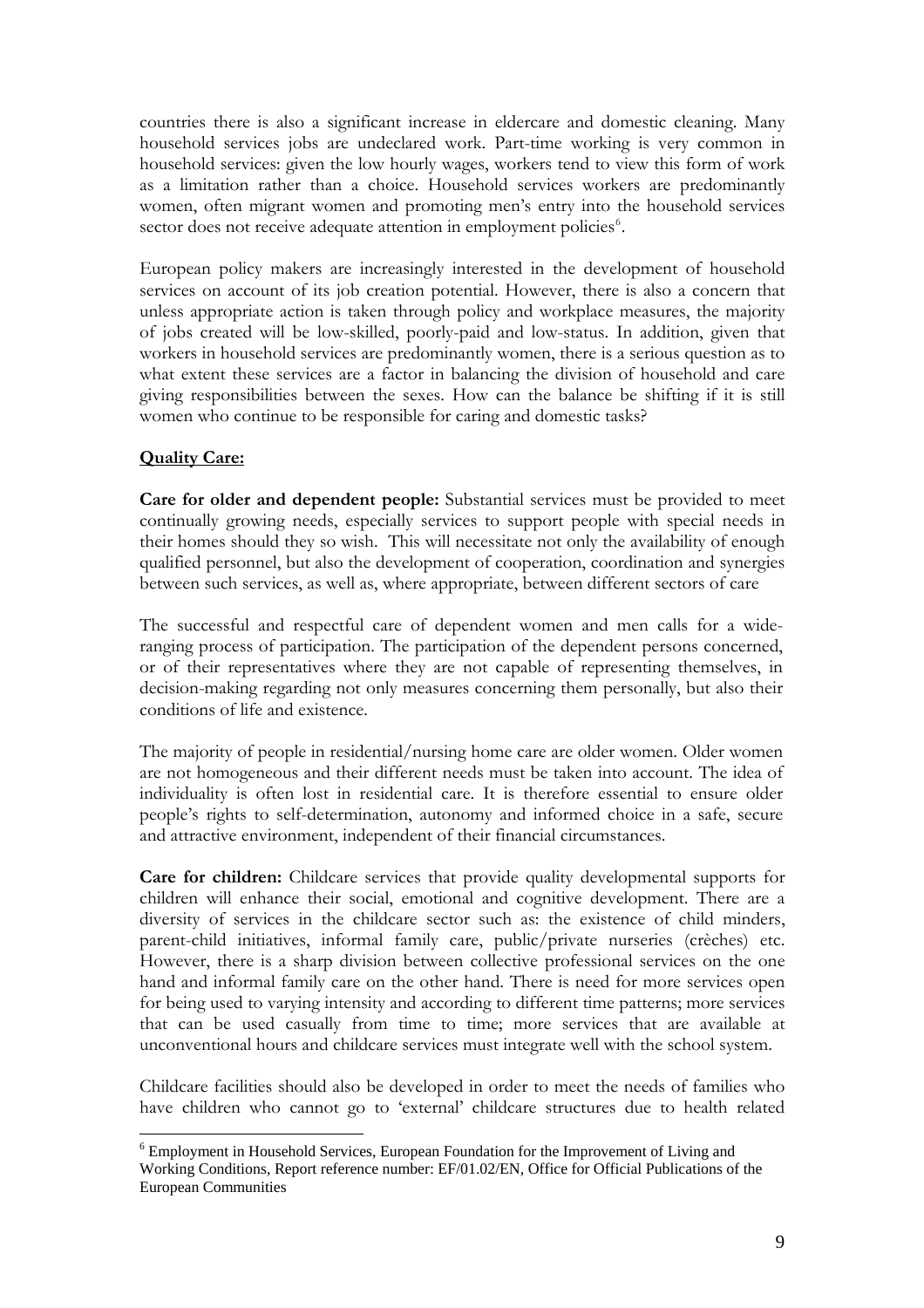countries there is also a significant increase in eldercare and domestic cleaning. Many household services jobs are undeclared work. Part-time working is very common in household services: given the low hourly wages, workers tend to view this form of work as a limitation rather than a choice. Household services workers are predominantly women, often migrant women and promoting men's entry into the household services sector does not receive adequate attention in employment policies[6].

European policy makers are increasingly interested in the development of household services on account of its job creation potential. However, there is also a concern that unless appropriate action is taken through policy and workplace measures, the majority of jobs created will be low-skilled, poorly-paid and low-status. In addition, given that workers in household services are predominantly women, there is a serious question as to what extent these services are a factor in balancing the division of household and care giving responsibilities between the sexes. How can the balance be shifting if it is still women who continue to be responsible for caring and domestic tasks?

**Quality Care:**

**Care for older and dependent people:** Substantial services must be provided to meet continually growing needs, especially services to support people with special needs in their homes should they so wish. This will necessitate not only the availability of enough qualified personnel, but also the development of cooperation, coordination and synergies between such services, as well as, where appropriate, between different sectors of care

The successful and respectful care of dependent women and men calls for a wide-ranging process of participation. The participation of the dependent persons concerned, or of their representatives where they are not capable of representing themselves, in decision-making regarding not only measures concerning them personally, but also their conditions of life and existence.

The majority of people in residential/nursing home care are older women. Older women are not homogeneous and their different needs must be taken into account. The idea of individuality is often lost in residential care. It is therefore essential to ensure older people's rights to self-determination, autonomy and informed choice in a safe, secure and attractive environment, independent of their financial circumstances.

**Care for children:** Childcare services that provide quality developmental supports for children will enhance their social, emotional and cognitive development. There are a diversity of services in the childcare sector such as: the existence of child minders, parent-child initiatives, informal family care, public/private nurseries (crèches) etc. However, there is a sharp division between collective professional services on the one hand and informal family care on the other hand. There is need for more services open for being used to varying intensity and according to different time patterns; more services that can be used casually from time to time; more services that are available at unconventional hours and childcare services must integrate well with the school system.

Childcare facilities should also be developed in order to meet the needs of families who have children who cannot go to 'external' childcare structures due to health related

---

[6] Employment in Household Services, European Foundation for the Improvement of Living and Working Conditions, Report reference number: EF/01.02/EN, Office for Official Publications of the European Communities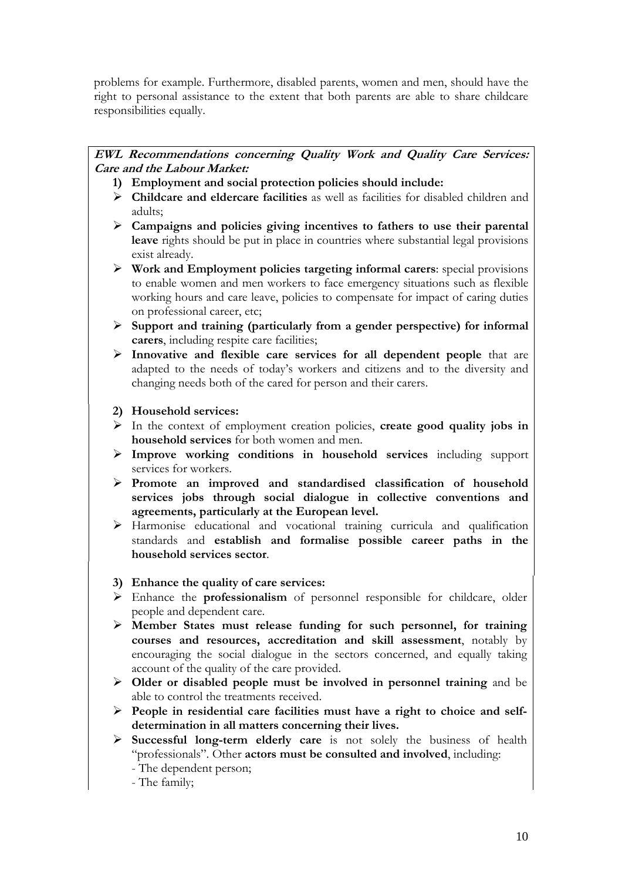problems for example. Furthermore, disabled parents, women and men, should have the right to personal assistance to the extent that both parents are able to share childcare responsibilities equally.

***EWL Recommendations concerning Quality Work and Quality Care Services: Care and the Labour Market:***

1) **Employment and social protection policies should include:**

- **Childcare and eldercare facilities** as well as facilities for disabled children and adults;
- **Campaigns and policies giving incentives to fathers to use their parental leave** rights should be put in place in countries where substantial legal provisions exist already.
- **Work and Employment policies targeting informal carers**: special provisions to enable women and men workers to face emergency situations such as flexible working hours and care leave, policies to compensate for impact of caring duties on professional career, etc;
- **Support and training (particularly from a gender perspective) for informal carers**, including respite care facilities;
- **Innovative and flexible care services for all dependent people** that are adapted to the needs of today's workers and citizens and to the diversity and changing needs both of the cared for person and their carers.

2) **Household services:**

- In the context of employment creation policies, **create good quality jobs in household services** for both women and men.
- **Improve working conditions in household services** including support services for workers.
- **Promote an improved and standardised classification of household services jobs through social dialogue in collective conventions and agreements, particularly at the European level.**
- Harmonise educational and vocational training curricula and qualification standards and **establish and formalise possible career paths in the household services sector**.

3) **Enhance the quality of care services:**

- Enhance the **professionalism** of personnel responsible for childcare, older people and dependent care.
- **Member States must release funding for such personnel, for training courses and resources, accreditation and skill assessment**, notably by encouraging the social dialogue in the sectors concerned, and equally taking account of the quality of the care provided.
- **Older or disabled people must be involved in personnel training** and be able to control the treatments received.
- **People in residential care facilities must have a right to choice and self-determination in all matters concerning their lives.**
- **Successful long-term elderly care** is not solely the business of health "professionals". Other **actors must be consulted and involved**, including:
  - The dependent person;
  - The family;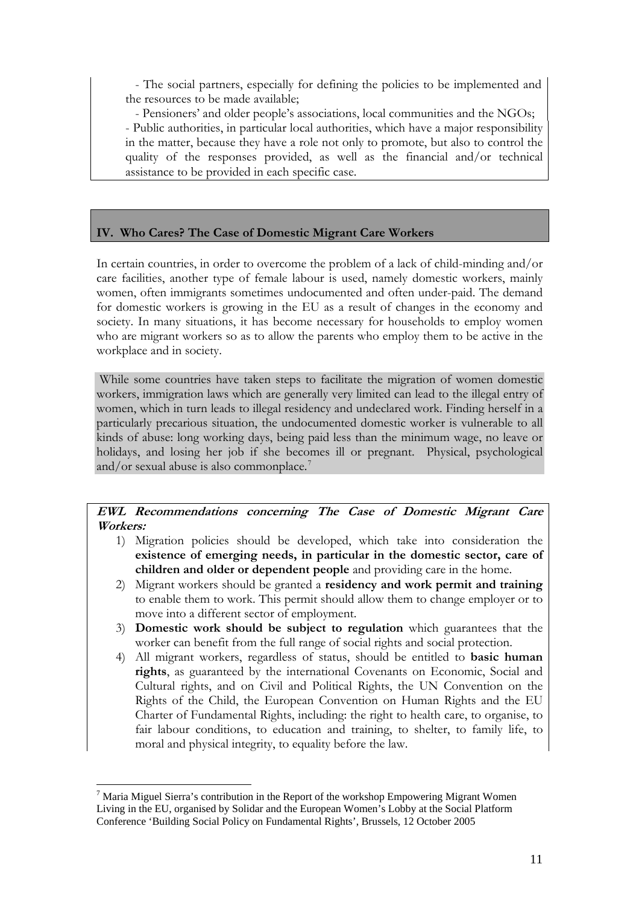- The social partners, especially for defining the policies to be implemented and the resources to be made available;

- Pensioners' and older people's associations, local communities and the NGOs;

- Public authorities, in particular local authorities, which have a major responsibility in the matter, because they have a role not only to promote, but also to control the quality of the responses provided, as well as the financial and/or technical assistance to be provided in each specific case.

## IV. Who Cares? The Case of Domestic Migrant Care Workers

In certain countries, in order to overcome the problem of a lack of child-minding and/or care facilities, another type of female labour is used, namely domestic workers, mainly women, often immigrants sometimes undocumented and often under-paid. The demand for domestic workers is growing in the EU as a result of changes in the economy and society. In many situations, it has become necessary for households to employ women who are migrant workers so as to allow the parents who employ them to be active in the workplace and in society.

While some countries have taken steps to facilitate the migration of women domestic workers, immigration laws which are generally very limited can lead to the illegal entry of women, which in turn leads to illegal residency and undeclared work. Finding herself in a particularly precarious situation, the undocumented domestic worker is vulnerable to all kinds of abuse: long working days, being paid less than the minimum wage, no leave or holidays, and losing her job if she becomes ill or pregnant. Physical, psychological and/or sexual abuse is also commonplace.[7]

***EWL Recommendations concerning The Case of Domestic Migrant Care Workers:***

1) Migration policies should be developed, which take into consideration the **existence of emerging needs, in particular in the domestic sector, care of children and older or dependent people** and providing care in the home.
2) Migrant workers should be granted a **residency and work permit and training** to enable them to work. This permit should allow them to change employer or to move into a different sector of employment.
3) **Domestic work should be subject to regulation** which guarantees that the worker can benefit from the full range of social rights and social protection.
4) All migrant workers, regardless of status, should be entitled to **basic human rights**, as guaranteed by the international Covenants on Economic, Social and Cultural rights, and on Civil and Political Rights, the UN Convention on the Rights of the Child, the European Convention on Human Rights and the EU Charter of Fundamental Rights, including: the right to health care, to organise, to fair labour conditions, to education and training, to shelter, to family life, to moral and physical integrity, to equality before the law.

[7] Maria Miguel Sierra's contribution in the Report of the workshop Empowering Migrant Women Living in the EU, organised by Solidar and the European Women's Lobby at the Social Platform Conference 'Building Social Policy on Fundamental Rights', Brussels, 12 October 2005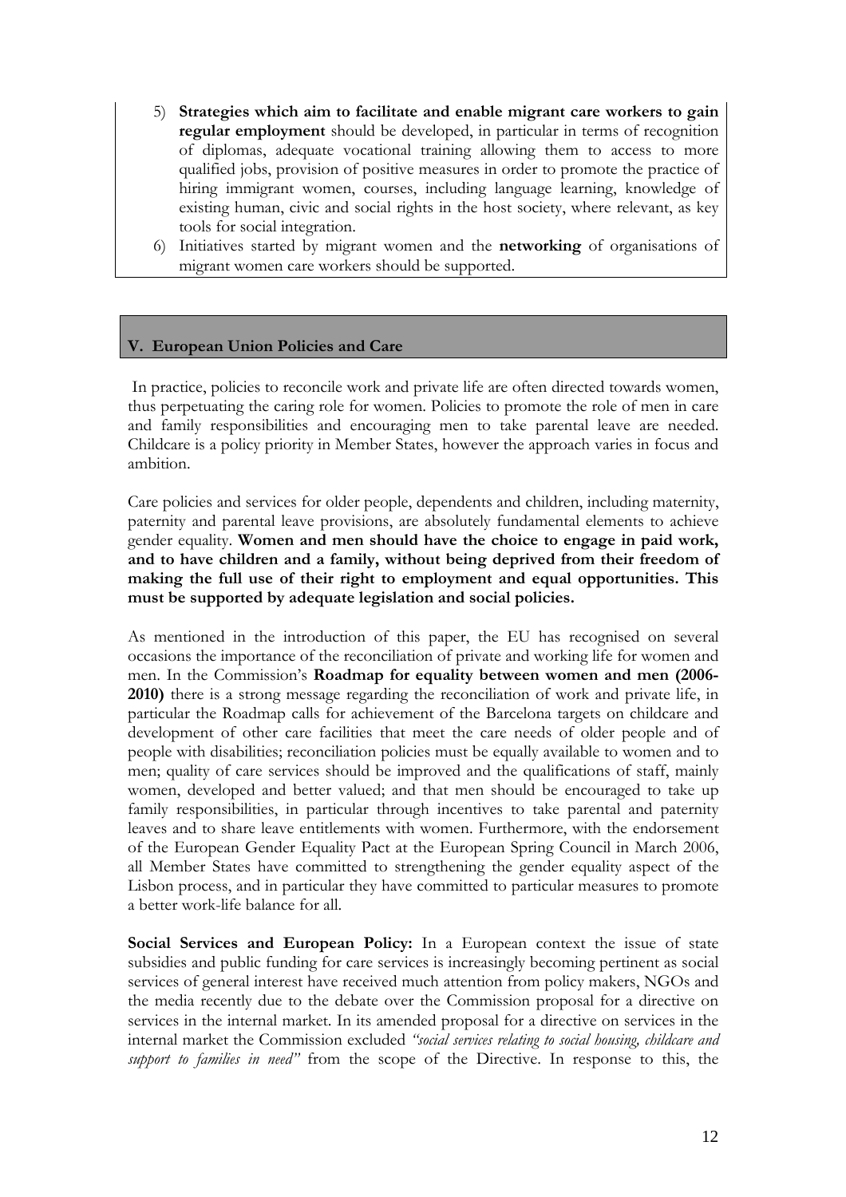5) **Strategies which aim to facilitate and enable migrant care workers to gain regular employment** should be developed, in particular in terms of recognition of diplomas, adequate vocational training allowing them to access to more qualified jobs, provision of positive measures in order to promote the practice of hiring immigrant women, courses, including language learning, knowledge of existing human, civic and social rights in the host society, where relevant, as key tools for social integration.
6) Initiatives started by migrant women and the **networking** of organisations of migrant women care workers should be supported.

## V. European Union Policies and Care

In practice, policies to reconcile work and private life are often directed towards women, thus perpetuating the caring role for women. Policies to promote the role of men in care and family responsibilities and encouraging men to take parental leave are needed. Childcare is a policy priority in Member States, however the approach varies in focus and ambition.

Care policies and services for older people, dependents and children, including maternity, paternity and parental leave provisions, are absolutely fundamental elements to achieve gender equality. **Women and men should have the choice to engage in paid work, and to have children and a family, without being deprived from their freedom of making the full use of their right to employment and equal opportunities. This must be supported by adequate legislation and social policies.**

As mentioned in the introduction of this paper, the EU has recognised on several occasions the importance of the reconciliation of private and working life for women and men. In the Commission's **Roadmap for equality between women and men (2006-2010)** there is a strong message regarding the reconciliation of work and private life, in particular the Roadmap calls for achievement of the Barcelona targets on childcare and development of other care facilities that meet the care needs of older people and of people with disabilities; reconciliation policies must be equally available to women and to men; quality of care services should be improved and the qualifications of staff, mainly women, developed and better valued; and that men should be encouraged to take up family responsibilities, in particular through incentives to take parental and paternity leaves and to share leave entitlements with women. Furthermore, with the endorsement of the European Gender Equality Pact at the European Spring Council in March 2006, all Member States have committed to strengthening the gender equality aspect of the Lisbon process, and in particular they have committed to particular measures to promote a better work-life balance for all.

**Social Services and European Policy:** In a European context the issue of state subsidies and public funding for care services is increasingly becoming pertinent as social services of general interest have received much attention from policy makers, NGOs and the media recently due to the debate over the Commission proposal for a directive on services in the internal market. In its amended proposal for a directive on services in the internal market the Commission excluded *"social services relating to social housing, childcare and support to families in need"* from the scope of the Directive. In response to this, the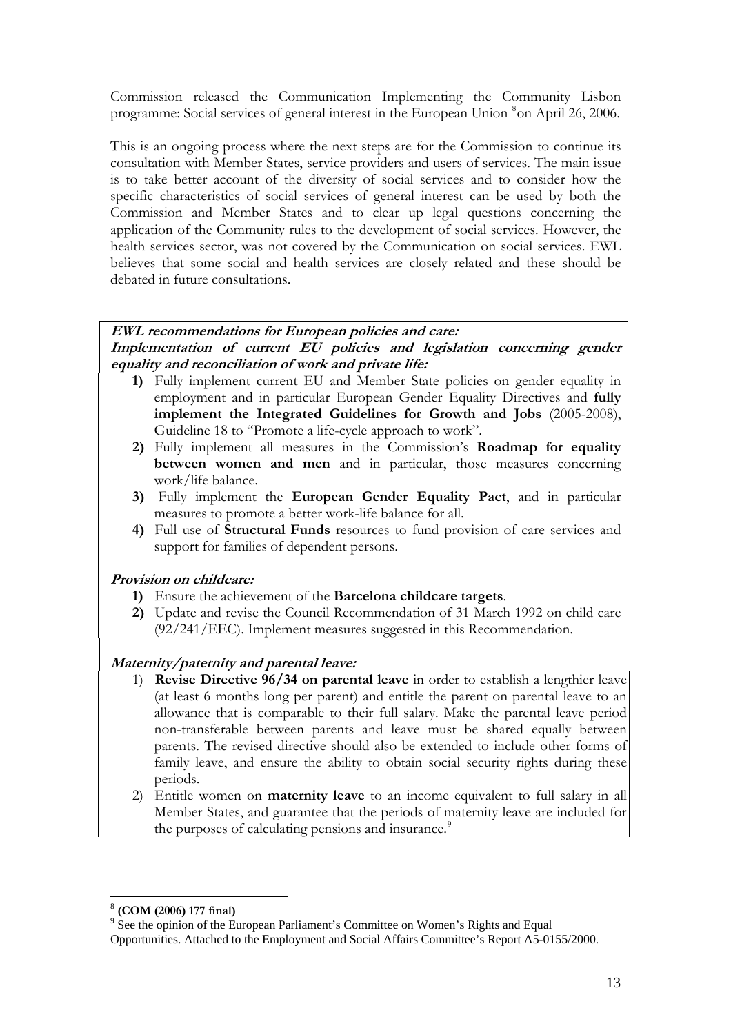Commission released the Communication Implementing the Community Lisbon programme: Social services of general interest in the European Union [8]on April 26, 2006.

This is an ongoing process where the next steps are for the Commission to continue its consultation with Member States, service providers and users of services. The main issue is to take better account of the diversity of social services and to consider how the specific characteristics of social services of general interest can be used by both the Commission and Member States and to clear up legal questions concerning the application of the Community rules to the development of social services. However, the health services sector, was not covered by the Communication on social services. EWL believes that some social and health services are closely related and these should be debated in future consultations.

***EWL recommendations for European policies and care:***

***Implementation of current EU policies and legislation concerning gender equality and reconciliation of work and private life:***

1) Fully implement current EU and Member State policies on gender equality in employment and in particular European Gender Equality Directives and **fully implement the Integrated Guidelines for Growth and Jobs** (2005-2008), Guideline 18 to "Promote a life-cycle approach to work".
2) Fully implement all measures in the Commission's **Roadmap for equality between women and men** and in particular, those measures concerning work/life balance.
3) Fully implement the **European Gender Equality Pact**, and in particular measures to promote a better work-life balance for all.
4) Full use of **Structural Funds** resources to fund provision of care services and support for families of dependent persons.

***Provision on childcare:***

1) Ensure the achievement of the **Barcelona childcare targets**.
2) Update and revise the Council Recommendation of 31 March 1992 on child care (92/241/EEC). Implement measures suggested in this Recommendation.

***Maternity/paternity and parental leave:***

1) **Revise Directive 96/34 on parental leave** in order to establish a lengthier leave (at least 6 months long per parent) and entitle the parent on parental leave to an allowance that is comparable to their full salary. Make the parental leave period non-transferable between parents and leave must be shared equally between parents. The revised directive should also be extended to include other forms of family leave, and ensure the ability to obtain social security rights during these periods.
2) Entitle women on **maternity leave** to an income equivalent to full salary in all Member States, and guarantee that the periods of maternity leave are included for the purposes of calculating pensions and insurance.[9]

---

[8] **(COM (2006) 177 final)**

[9] See the opinion of the European Parliament's Committee on Women's Rights and Equal Opportunities. Attached to the Employment and Social Affairs Committee's Report A5-0155/2000.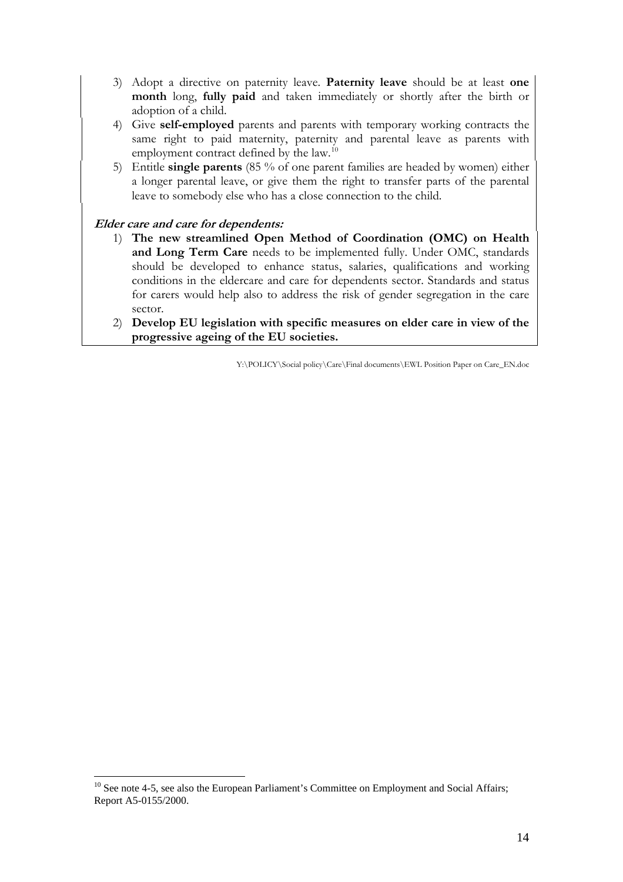3) Adopt a directive on paternity leave. **Paternity leave** should be at least **one month** long, **fully paid** and taken immediately or shortly after the birth or adoption of a child.
4) Give **self-employed** parents and parents with temporary working contracts the same right to paid maternity, paternity and parental leave as parents with employment contract defined by the law.[10]
5) Entitle **single parents** (85 % of one parent families are headed by women) either a longer parental leave, or give them the right to transfer parts of the parental leave to somebody else who has a close connection to the child.

***Elder care and care for dependents:***

1) **The new streamlined Open Method of Coordination (OMC) on Health and Long Term Care** needs to be implemented fully. Under OMC, standards should be developed to enhance status, salaries, qualifications and working conditions in the eldercare and care for dependents sector. Standards and status for carers would help also to address the risk of gender segregation in the care sector.
2) **Develop EU legislation with specific measures on elder care in view of the progressive ageing of the EU societies.**

Y:\POLICY\Social policy\Care\Final documents\EWL Position Paper on Care_EN.doc

[10] See note 4-5, see also the European Parliament's Committee on Employment and Social Affairs; Report A5-0155/2000.